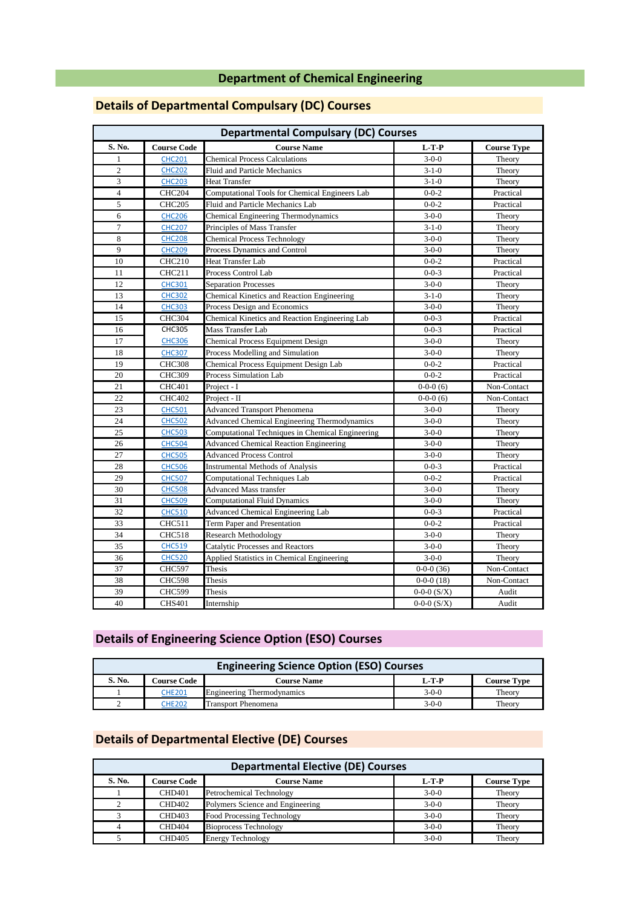# Department of Chemical Engineering

## Details of Departmental Compulsary (DC) Courses

| Departmental Compulsary (DC) Courses | | | | |
|---|---|---|---|---|
| **S. No.** | **Course Code** | **Course Name** | **L-T-P** | **Course Type** |
| 1 | CHC201 | Chemical Process Calculations | 3-0-0 | Theory |
| 2 | CHC202 | Fluid and Particle Mechanics | 3-1-0 | Theory |
| 3 | CHC203 | Heat Transfer | 3-1-0 | Theory |
| 4 | CHC204 | Computational Tools for Chemical Engineers Lab | 0-0-2 | Practical |
| 5 | CHC205 | Fluid and Particle Mechanics Lab | 0-0-2 | Practical |
| 6 | CHC206 | Chemical Engineering Thermodynamics | 3-0-0 | Theory |
| 7 | CHC207 | Principles of Mass Transfer | 3-1-0 | Theory |
| 8 | CHC208 | Chemical Process Technology | 3-0-0 | Theory |
| 9 | CHC209 | Process Dynamics and Control | 3-0-0 | Theory |
| 10 | CHC210 | Heat Transfer Lab | 0-0-2 | Practical |
| 11 | CHC211 | Process Control Lab | 0-0-3 | Practical |
| 12 | CHC301 | Separation Processes | 3-0-0 | Theory |
| 13 | CHC302 | Chemical Kinetics and Reaction Engineering | 3-1-0 | Theory |
| 14 | CHC303 | Process Design and Economics | 3-0-0 | Theory |
| 15 | CHC304 | Chemical Kinetics and Reaction Engineering Lab | 0-0-3 | Practical |
| 16 | CHC305 | Mass Transfer Lab | 0-0-3 | Practical |
| 17 | CHC306 | Chemical Process Equipment Design | 3-0-0 | Theory |
| 18 | CHC307 | Process Modelling and Simulation | 3-0-0 | Theory |
| 19 | CHC308 | Chemical Process Equipment Design Lab | 0-0-2 | Practical |
| 20 | CHC309 | Process Simulation Lab | 0-0-2 | Practical |
| 21 | CHC401 | Project - I | 0-0-0 (6) | Non-Contact |
| 22 | CHC402 | Project - II | 0-0-0 (6) | Non-Contact |
| 23 | CHC501 | Advanced Transport Phenomena | 3-0-0 | Theory |
| 24 | CHC502 | Advanced Chemical Engineering Thermodynamics | 3-0-0 | Theory |
| 25 | CHC503 | Computational Techniques in Chemical Engineering | 3-0-0 | Theory |
| 26 | CHC504 | Advanced Chemical Reaction Engineering | 3-0-0 | Theory |
| 27 | CHC505 | Advanced Process Control | 3-0-0 | Theory |
| 28 | CHC506 | Instrumental Methods of Analysis | 0-0-3 | Practical |
| 29 | CHC507 | Computational Techniques Lab | 0-0-2 | Practical |
| 30 | CHC508 | Advanced Mass transfer | 3-0-0 | Theory |
| 31 | CHC509 | Computational Fluid Dynamics | 3-0-0 | Theory |
| 32 | CHC510 | Advanced Chemical Engineering Lab | 0-0-3 | Practical |
| 33 | CHC511 | Term Paper and Presentation | 0-0-2 | Practical |
| 34 | CHC518 | Research Methodology | 3-0-0 | Theory |
| 35 | CHC519 | Catalytic Processes and Reactors | 3-0-0 | Theory |
| 36 | CHC520 | Applied Statistics in Chemical Engineering | 3-0-0 | Theory |
| 37 | CHC597 | Thesis | 0-0-0 (36) | Non-Contact |
| 38 | CHC598 | Thesis | 0-0-0 (18) | Non-Contact |
| 39 | CHC599 | Thesis | 0-0-0 (S/X) | Audit |
| 40 | CHS401 | Internship | 0-0-0 (S/X) | Audit |

## Details of Engineering Science Option (ESO) Courses

| Engineering Science Option (ESO) Courses | | | | |
|---|---|---|---|---|
| **S. No.** | **Course Code** | **Course Name** | **L-T-P** | **Course Type** |
| 1 | CHE201 | Engineering Thermodynamics | 3-0-0 | Theory |
| 2 | CHE202 | Transport Phenomena | 3-0-0 | Theory |

## Details of Departmental Elective (DE) Courses

| Departmental Elective (DE) Courses | | | | |
|---|---|---|---|---|
| **S. No.** | **Course Code** | **Course Name** | **L-T-P** | **Course Type** |
| 1 | CHD401 | Petrochemical Technology | 3-0-0 | Theory |
| 2 | CHD402 | Polymers Science and Engineering | 3-0-0 | Theory |
| 3 | CHD403 | Food Processing Technology | 3-0-0 | Theory |
| 4 | CHD404 | Bioprocess Technology | 3-0-0 | Theory |
| 5 | CHD405 | Energy Technology | 3-0-0 | Theory |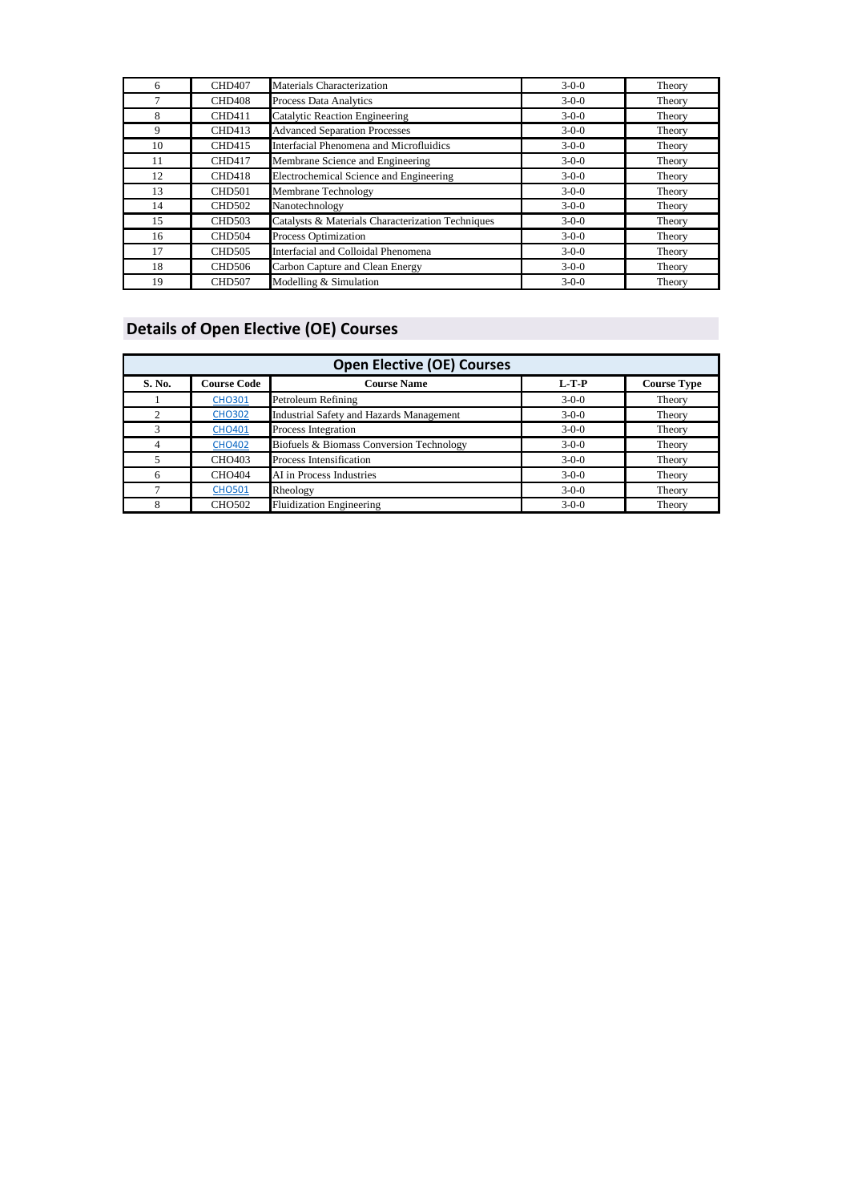| | | | | |
|---|---|---|---|---|
| 6 | CHD407 | Materials Characterization | 3-0-0 | Theory |
| 7 | CHD408 | Process Data Analytics | 3-0-0 | Theory |
| 8 | CHD411 | Catalytic Reaction Engineering | 3-0-0 | Theory |
| 9 | CHD413 | Advanced Separation Processes | 3-0-0 | Theory |
| 10 | CHD415 | Interfacial Phenomena and Microfluidics | 3-0-0 | Theory |
| 11 | CHD417 | Membrane Science and Engineering | 3-0-0 | Theory |
| 12 | CHD418 | Electrochemical Science and Engineering | 3-0-0 | Theory |
| 13 | CHD501 | Membrane Technology | 3-0-0 | Theory |
| 14 | CHD502 | Nanotechnology | 3-0-0 | Theory |
| 15 | CHD503 | Catalysts & Materials Characterization Techniques | 3-0-0 | Theory |
| 16 | CHD504 | Process Optimization | 3-0-0 | Theory |
| 17 | CHD505 | Interfacial and Colloidal Phenomena | 3-0-0 | Theory |
| 18 | CHD506 | Carbon Capture and Clean Energy | 3-0-0 | Theory |
| 19 | CHD507 | Modelling & Simulation | 3-0-0 | Theory |

## Details of Open Elective (OE) Courses

| Open Elective (OE) Courses | | | | |
|---|---|---|---|---|
| **S. No.** | **Course Code** | **Course Name** | **L-T-P** | **Course Type** |
| 1 | CHO301 | Petroleum Refining | 3-0-0 | Theory |
| 2 | CHO302 | Industrial Safety and Hazards Management | 3-0-0 | Theory |
| 3 | CHO401 | Process Integration | 3-0-0 | Theory |
| 4 | CHO402 | Biofuels & Biomass Conversion Technology | 3-0-0 | Theory |
| 5 | CHO403 | Process Intensification | 3-0-0 | Theory |
| 6 | CHO404 | AI in Process Industries | 3-0-0 | Theory |
| 7 | CHO501 | Rheology | 3-0-0 | Theory |
| 8 | CHO502 | Fluidization Engineering | 3-0-0 | Theory |